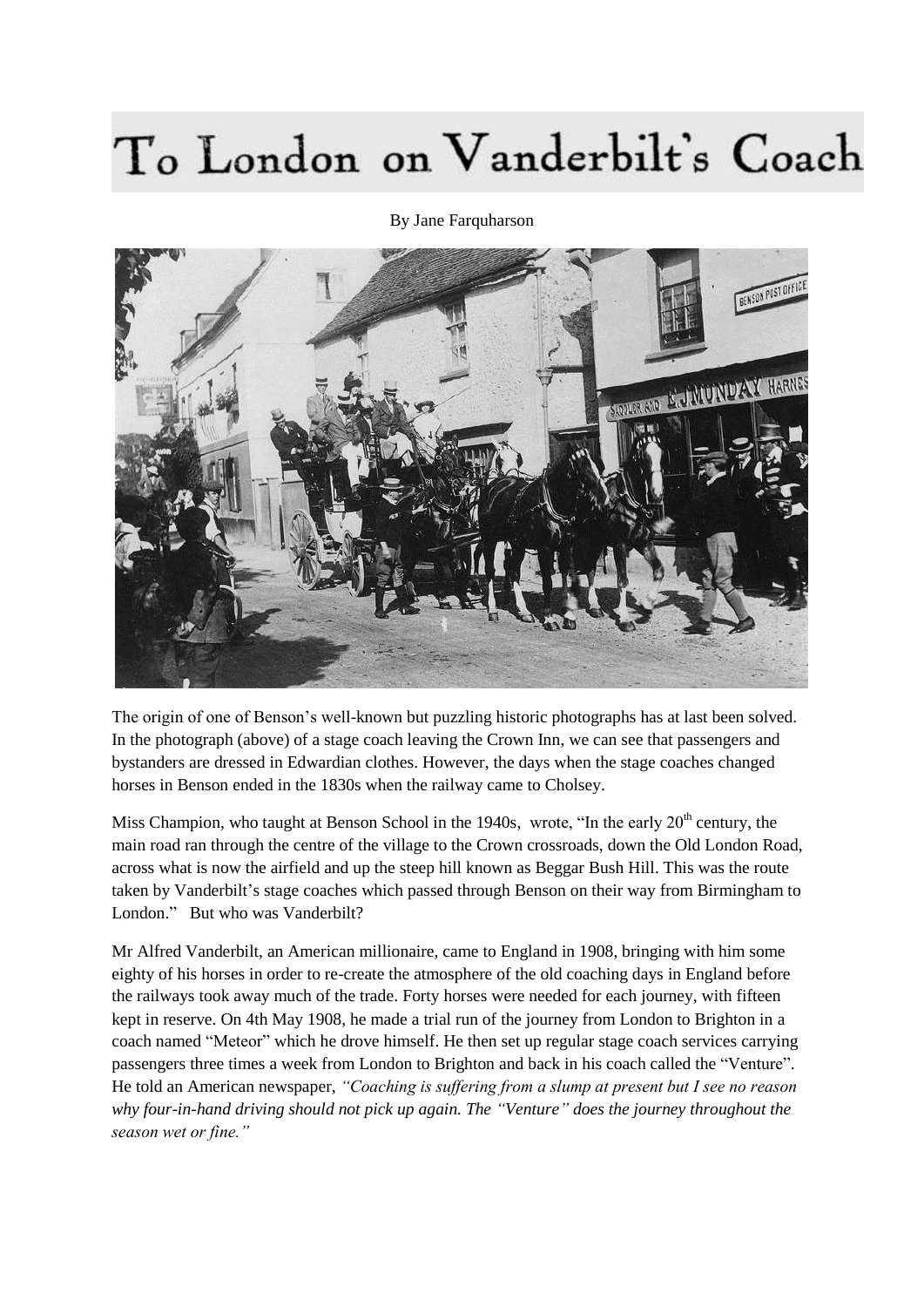# To London on Vanderbilt's Coach

By Jane Farquharson

The origin of one of Benson's well-known but puzzling historic photographs has at last been solved. In the photograph (above) of a stage coach leaving the Crown Inn, we can see that passengers and bystanders are dressed in Edwardian clothes. However, the days when the stage coaches changed horses in Benson ended in the 1830s when the railway came to Cholsey.

Miss Champion, who taught at Benson School in the 1940s, wrote, "In the early 20th century, the main road ran through the centre of the village to the Crown crossroads, down the Old London Road, across what is now the airfield and up the steep hill known as Beggar Bush Hill. This was the route taken by Vanderbilt's stage coaches which passed through Benson on their way from Birmingham to London." But who was Vanderbilt?

Mr Alfred Vanderbilt, an American millionaire, came to England in 1908, bringing with him some eighty of his horses in order to re-create the atmosphere of the old coaching days in England before the railways took away much of the trade. Forty horses were needed for each journey, with fifteen kept in reserve. On 4th May 1908, he made a trial run of the journey from London to Brighton in a coach named "Meteor" which he drove himself. He then set up regular stage coach services carrying passengers three times a week from London to Brighton and back in his coach called the "Venture". He told an American newspaper, *"Coaching is suffering from a slump at present but I see no reason why four-in-hand driving should not pick up again. The "Venture" does the journey throughout the season wet or fine."*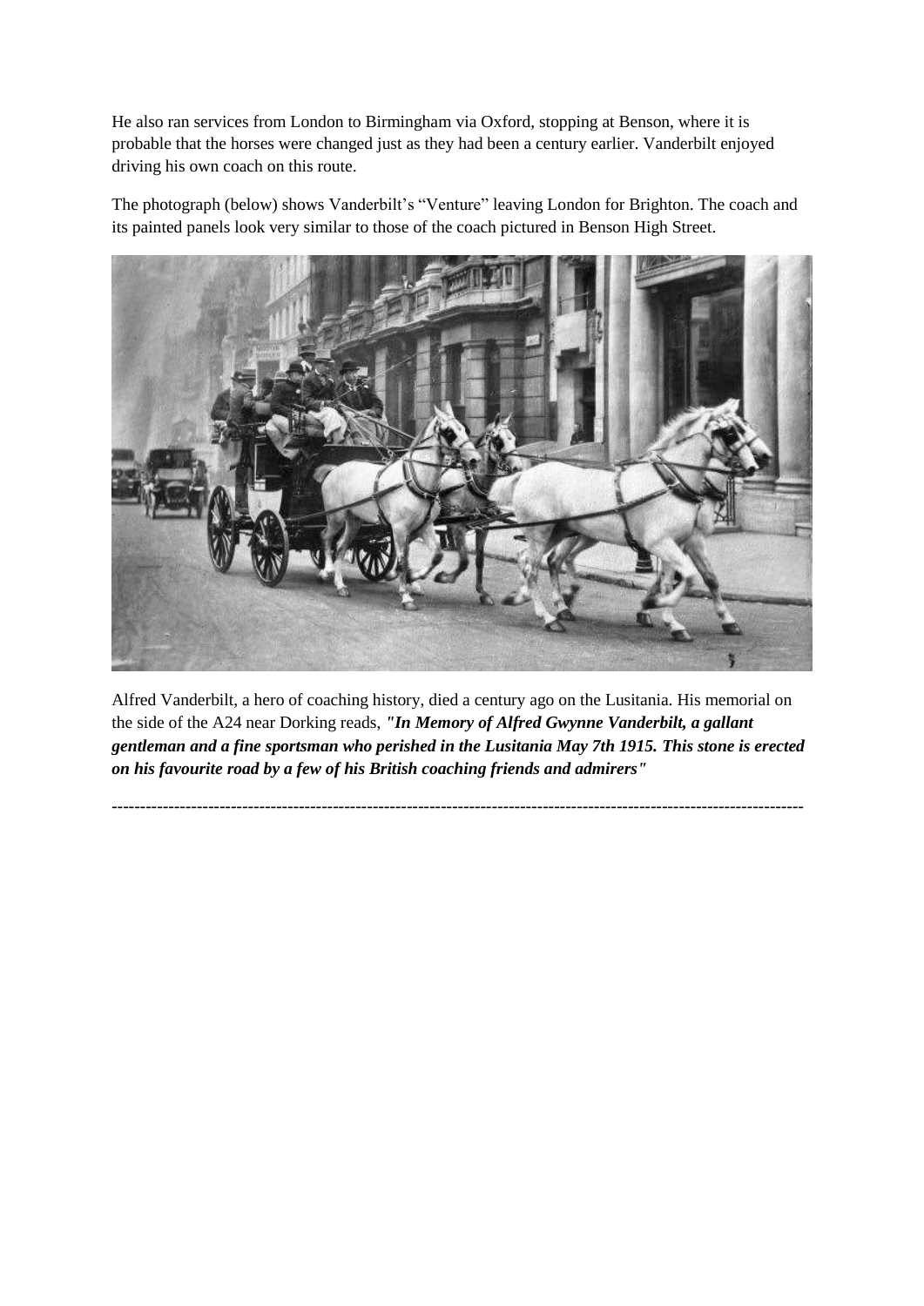He also ran services from London to Birmingham via Oxford, stopping at Benson, where it is probable that the horses were changed just as they had been a century earlier. Vanderbilt enjoyed driving his own coach on this route.

The photograph (below) shows Vanderbilt's "Venture" leaving London for Brighton. The coach and its painted panels look very similar to those of the coach pictured in Benson High Street.

Alfred Vanderbilt, a hero of coaching history, died a century ago on the Lusitania. His memorial on the side of the A24 near Dorking reads, ***"In Memory of Alfred Gwynne Vanderbilt, a gallant gentleman and a fine sportsman who perished in the Lusitania May 7th 1915. This stone is erected on his favourite road by a few of his British coaching friends and admirers"***

---